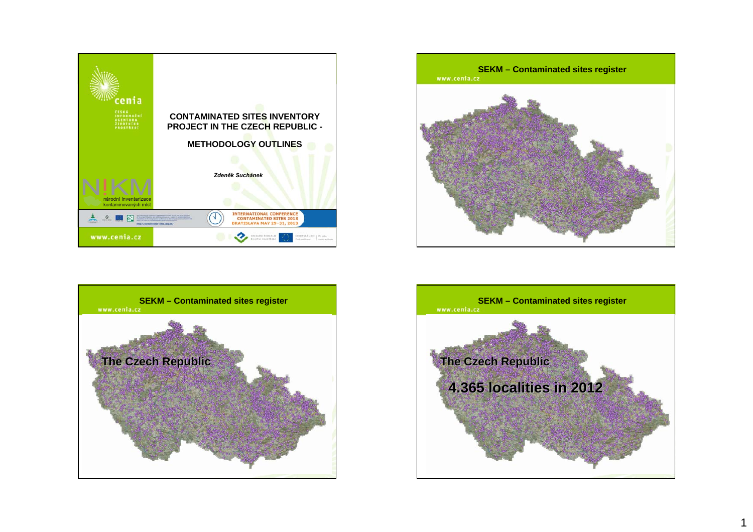# CONTAMINATED SITES INVENTORY PROJECT IN THE CZECH REPUBLIC -

## METHODOLOGY OUTLINES

*Zdeněk Suchánek*

cenia

česká informační agentura životního prostředí

N!KM národní inventarizace kontaminovaných míst

INTERNATIONAL CONFERENCE CONTAMINATED SITES 2013 BRATISLAVA MAY 29–31, 2013

www.cenia.cz

---

## SEKM – Contaminated sites register

www.cenia.cz

---

## SEKM – Contaminated sites register

www.cenia.cz

The Czech Republic

---

## SEKM – Contaminated sites register

www.cenia.cz

The Czech Republic

4.365 localities in 2012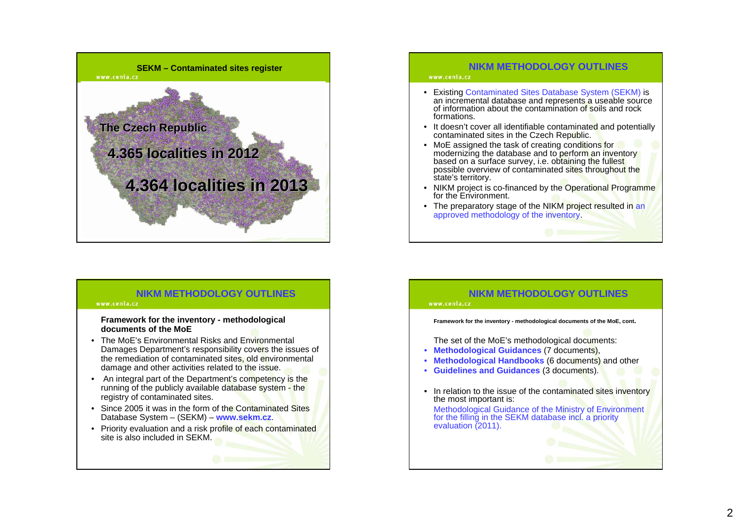## SEKM – Contaminated sites register

The Czech Republic

4.365 localities in 2012

4.364 localities in 2013

## NIKM METHODOLOGY OUTLINES

- Existing Contaminated Sites Database System (SEKM) is an incremental database and represents a useable source of information about the contamination of soils and rock formations.
- It doesn't cover all identifiable contaminated and potentially contaminated sites in the Czech Republic.
- MoE assigned the task of creating conditions for modernizing the database and to perform an inventory based on a surface survey, i.e. obtaining the fullest possible overview of contaminated sites throughout the state's territory.
- NIKM project is co-financed by the Operational Programme for the Environment.
- The preparatory stage of the NIKM project resulted in an approved methodology of the inventory.

## NIKM METHODOLOGY OUTLINES

**Framework for the inventory - methodological documents of the MoE**

- The MoE's Environmental Risks and Environmental Damages Department's responsibility covers the issues of the remediation of contaminated sites, old environmental damage and other activities related to the issue.
- An integral part of the Department's competency is the running of the publicly available database system - the registry of contaminated sites.
- Since 2005 it was in the form of the Contaminated Sites Database System – (SEKM) – **www.sekm.cz**.
- Priority evaluation and a risk profile of each contaminated site is also included in SEKM.

## NIKM METHODOLOGY OUTLINES

**Framework for the inventory - methodological documents of the MoE, cont.**

The set of the MoE's methodological documents:

- **Methodological Guidances** (7 documents),
- **Methodological Handbooks** (6 documents) and other
- **Guidelines and Guidances** (3 documents).

- In relation to the issue of the contaminated sites inventory the most important is:

  Methodological Guidance of the Ministry of Environment for the filling in the SEKM database incl. a priority evaluation (2011).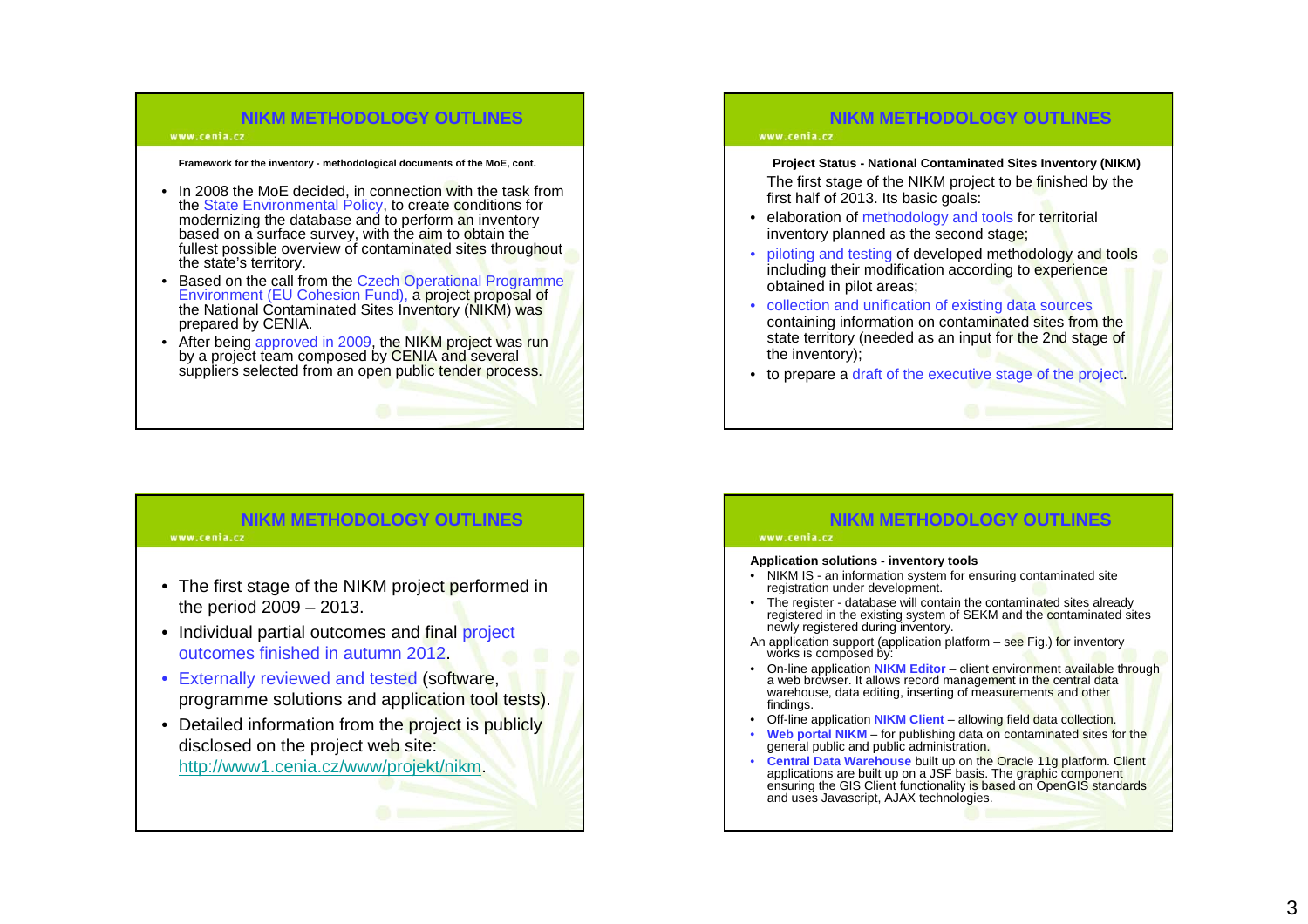## NIKM METHODOLOGY OUTLINES

**Framework for the inventory - methodological documents of the MoE, cont.**

- In 2008 the MoE decided, in connection with the task from the State Environmental Policy, to create conditions for modernizing the database and to perform an inventory based on a surface survey, with the aim to obtain the fullest possible overview of contaminated sites throughout the state's territory.
- Based on the call from the Czech Operational Programme Environment (EU Cohesion Fund), a project proposal of the National Contaminated Sites Inventory (NIKM) was prepared by CENIA.
- After being approved in 2009, the NIKM project was run by a project team composed by CENIA and several suppliers selected from an open public tender process.

## NIKM METHODOLOGY OUTLINES

**Project Status - National Contaminated Sites Inventory (NIKM)**

The first stage of the NIKM project to be finished by the first half of 2013. Its basic goals:

- elaboration of methodology and tools for territorial inventory planned as the second stage;
- piloting and testing of developed methodology and tools including their modification according to experience obtained in pilot areas;
- collection and unification of existing data sources containing information on contaminated sites from the state territory (needed as an input for the 2nd stage of the inventory);
- to prepare a draft of the executive stage of the project.

## NIKM METHODOLOGY OUTLINES

- The first stage of the NIKM project performed in the period 2009 – 2013.
- Individual partial outcomes and final project outcomes finished in autumn 2012.
- Externally reviewed and tested (software, programme solutions and application tool tests).
- Detailed information from the project is publicly disclosed on the project web site: http://www1.cenia.cz/www/projekt/nikm.

## NIKM METHODOLOGY OUTLINES

**Application solutions - inventory tools**

- NIKM IS - an information system for ensuring contaminated site registration under development.
- The register - database will contain the contaminated sites already registered in the existing system of SEKM and the contaminated sites newly registered during inventory.

An application support (application platform – see Fig.) for inventory works is composed by:

- On-line application **NIKM Editor** – client environment available through a web browser. It allows record management in the central data warehouse, data editing, inserting of measurements and other findings.
- Off-line application **NIKM Client** – allowing field data collection.
- **Web portal NIKM** – for publishing data on contaminated sites for the general public and public administration.
- **Central Data Warehouse** built up on the Oracle 11g platform. Client applications are built up on a JSF basis. The graphic component ensuring the GIS Client functionality is based on OpenGIS standards and uses Javascript, AJAX technologies.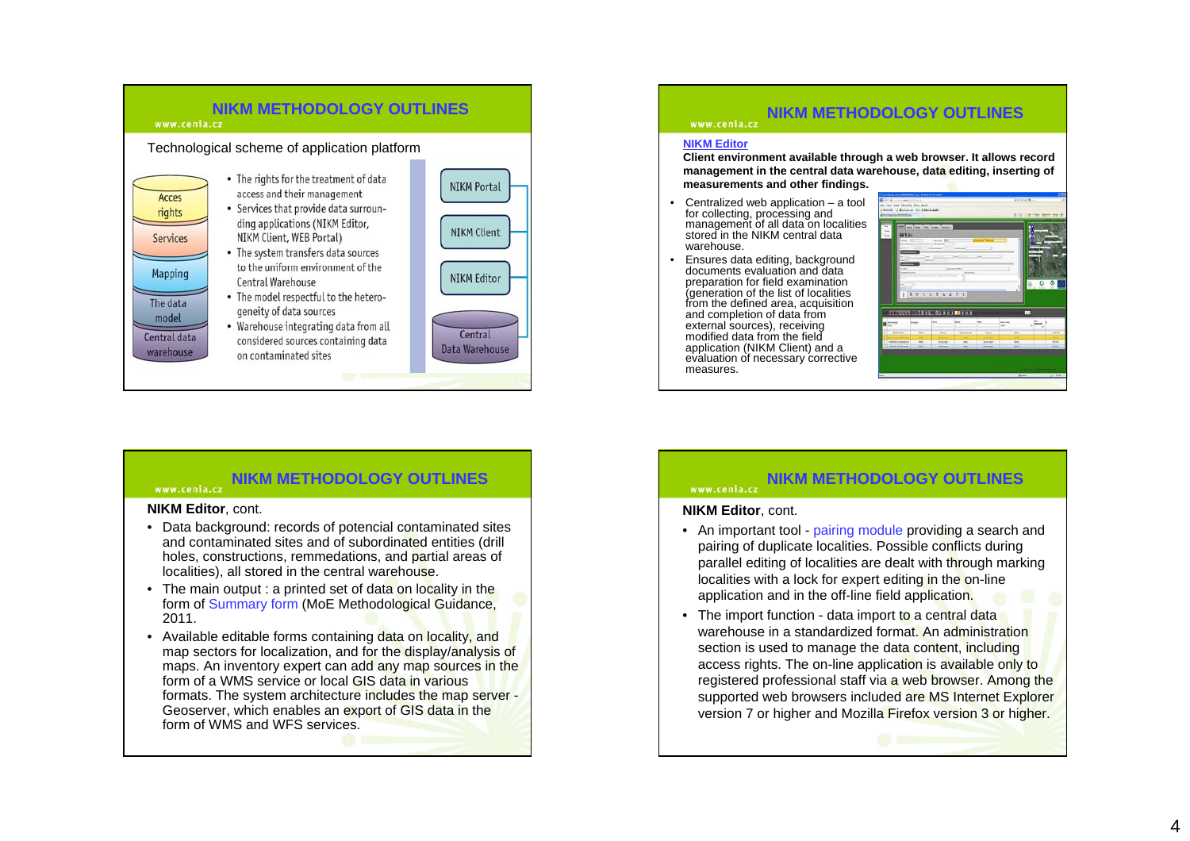## NIKM METHODOLOGY OUTLINES

Technological scheme of application platform

Acces rights
Services
Mapping
The data model
Central data warehouse

- The rights for the treatment of data access and their management
- Services that provide data surrounding applications (NIKM Editor, NIKM Client, WEB Portal)
- The system transfers data sources to the uniform environment of the Central Warehouse
- The model respectful to the heterogeneity of data sources
- Warehouse integrating data from all considered sources containing data on contaminated sites

NIKM Portal
NIKM Client
NIKM Editor
Central Data Warehouse

## NIKM METHODOLOGY OUTLINES

**NIKM Editor**

**Client environment available through a web browser. It allows record management in the central data warehouse, data editing, inserting of measurements and other findings.**

- Centralized web application – a tool for collecting, processing and management of all data on localities stored in the NIKM central data warehouse.
- Ensures data editing, background documents evaluation and data preparation for field examination (generation of the list of localities from the defined area, acquisition and completion of data from external sources), receiving modified data from the field application (NIKM Client) and a evaluation of necessary corrective measures.

## NIKM METHODOLOGY OUTLINES

**NIKM Editor**, cont.

- Data background: records of potencial contaminated sites and contaminated sites and of subordinated entities (drill holes, constructions, remmedations, and partial areas of localities), all stored in the central warehouse.
- The main output : a printed set of data on locality in the form of Summary form (MoE Methodological Guidance, 2011.
- Available editable forms containing data on locality, and map sectors for localization, and for the display/analysis of maps. An inventory expert can add any map sources in the form of a WMS service or local GIS data in various formats. The system architecture includes the map server - Geoserver, which enables an export of GIS data in the form of WMS and WFS services.

## NIKM METHODOLOGY OUTLINES

**NIKM Editor**, cont.

- An important tool - pairing module providing a search and pairing of duplicate localities. Possible conflicts during parallel editing of localities are dealt with through marking localities with a lock for expert editing in the on-line application and in the off-line field application.
- The import function - data import to a central data warehouse in a standardized format. An administration section is used to manage the data content, including access rights. The on-line application is available only to registered professional staff via a web browser. Among the supported web browsers included are MS Internet Explorer version 7 or higher and Mozilla Firefox version 3 or higher.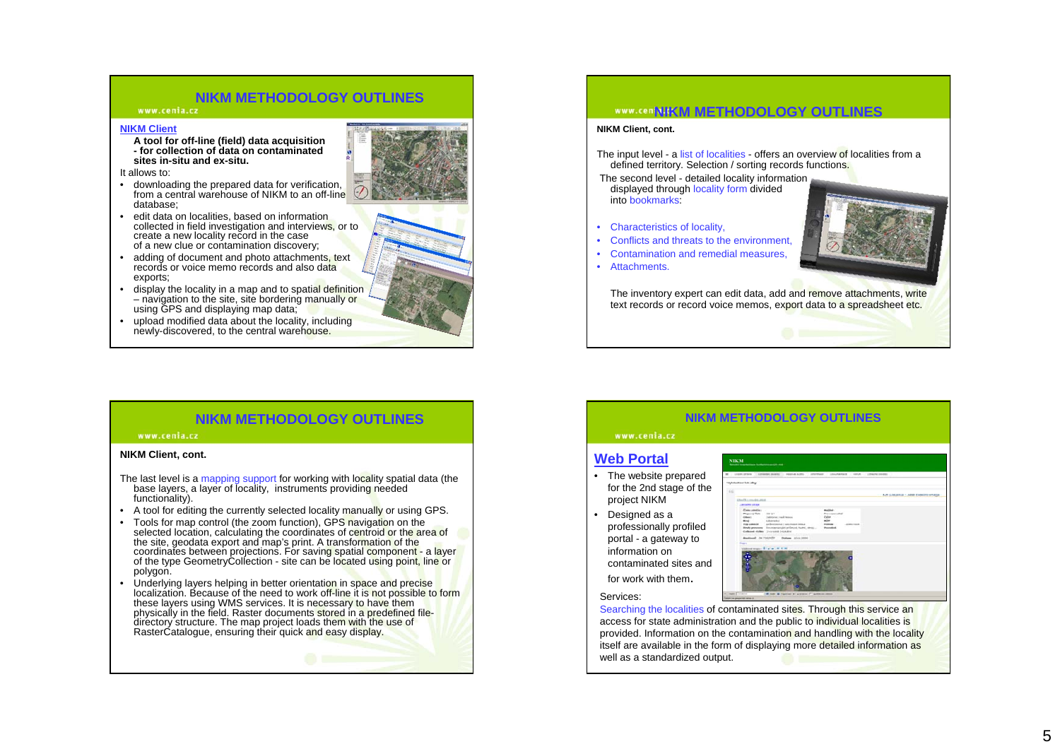## NIKM METHODOLOGY OUTLINES

**NIKM Client**

**A tool for off-line (field) data acquisition - for collection of data on contaminated sites in-situ and ex-situ.**

It allows to:

- downloading the prepared data for verification, from a central warehouse of NIKM to an off-line database;
- edit data on localities, based on information collected in field investigation and interviews, or to create a new locality record in the case of a new clue or contamination discovery;
- adding of document and photo attachments, text records or voice memo records and also data exports;
- display the locality in a map and to spatial definition – navigation to the site, site bordering manually or using GPS and displaying map data;
- upload modified data about the locality, including newly-discovered, to the central warehouse.

## NIKM METHODOLOGY OUTLINES

**NIKM Client, cont.**

The input level - a list of localities - offers an overview of localities from a defined territory. Selection / sorting records functions.

The second level - detailed locality information displayed through locality form divided into bookmarks:

- Characteristics of locality,
- Conflicts and threats to the environment,
- Contamination and remedial measures,
- Attachments.

The inventory expert can edit data, add and remove attachments, write text records or record voice memos, export data to a spreadsheet etc.

## NIKM METHODOLOGY OUTLINES

**NIKM Client, cont.**

The last level is a mapping support for working with locality spatial data (the base layers, a layer of locality, instruments providing needed functionality).

- A tool for editing the currently selected locality manually or using GPS.
- Tools for map control (the zoom function), GPS navigation on the selected location, calculating the coordinates of centroid or the area of the site, geodata export and map's print. A transformation of the coordinates between projections. For saving spatial component - a layer of the type GeometryCollection - site can be located using point, line or polygon.
- Underlying layers helping in better orientation in space and precise localization. Because of the need to work off-line it is not possible to form these layers using WMS services. It is necessary to have them physically in the field. Raster documents stored in a predefined file-directory structure. The map project loads them with the use of RasterCatalogue, ensuring their quick and easy display.

## NIKM METHODOLOGY OUTLINES

**Web Portal**

- The website prepared for the 2nd stage of the project NIKM
- Designed as a professionally profiled portal - a gateway to information on contaminated sites and for work with them.

Services:

Searching the localities of contaminated sites. Through this service an access for state administration and the public to individual localities is provided. Information on the contamination and handling with the locality itself are available in the form of displaying more detailed information as well as a standardized output.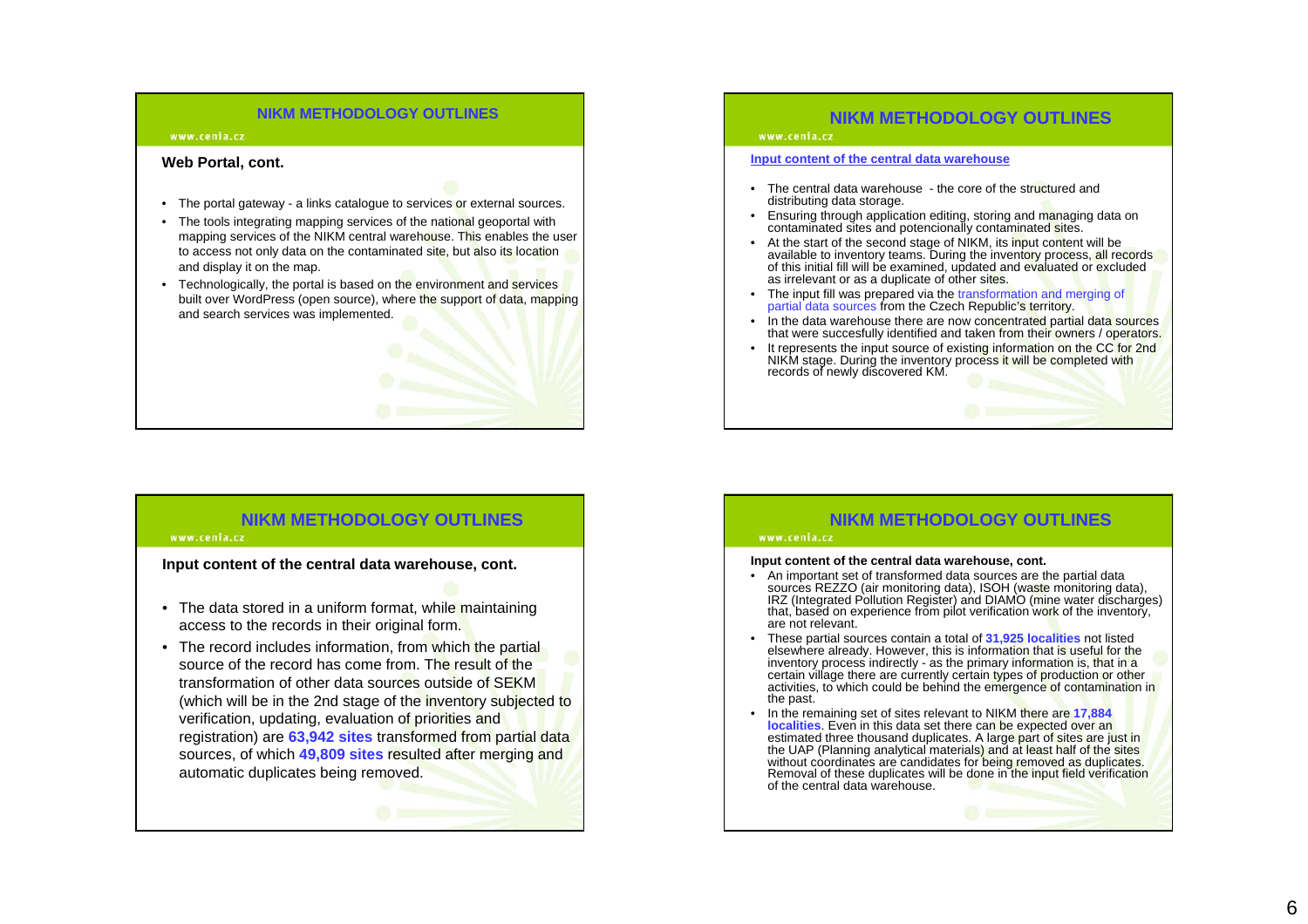## NIKM METHODOLOGY OUTLINES

www.cenia.cz

### Web Portal, cont.

- The portal gateway - a links catalogue to services or external sources.
- The tools integrating mapping services of the national geoportal with mapping services of the NIKM central warehouse. This enables the user to access not only data on the contaminated site, but also its location and display it on the map.
- Technologically, the portal is based on the environment and services built over WordPress (open source), where the support of data, mapping and search services was implemented.

## NIKM METHODOLOGY OUTLINES

www.cenia.cz

### Input content of the central data warehouse

- The central data warehouse - the core of the structured and distributing data storage.
- Ensuring through application editing, storing and managing data on contaminated sites and potencionally contaminated sites.
- At the start of the second stage of NIKM, its input content will be available to inventory teams. During the inventory process, all records of this initial fill will be examined, updated and evaluated or excluded as irrelevant or as a duplicate of other sites.
- The input fill was prepared via the transformation and merging of partial data sources from the Czech Republic's territory.
- In the data warehouse there are now concentrated partial data sources that were succesfully identified and taken from their owners / operators.
- It represents the input source of existing information on the CC for 2nd NIKM stage. During the inventory process it will be completed with records of newly discovered KM.

## NIKM METHODOLOGY OUTLINES

www.cenia.cz

### Input content of the central data warehouse, cont.

- The data stored in a uniform format, while maintaining access to the records in their original form.
- The record includes information, from which the partial source of the record has come from. The result of the transformation of other data sources outside of SEKM (which will be in the 2nd stage of the inventory subjected to verification, updating, evaluation of priorities and registration) are **63,942 sites** transformed from partial data sources, of which **49,809 sites** resulted after merging and automatic duplicates being removed.

## NIKM METHODOLOGY OUTLINES

www.cenia.cz

### Input content of the central data warehouse, cont.

- An important set of transformed data sources are the partial data sources REZZO (air monitoring data), ISOH (waste monitoring data), IRZ (Integrated Pollution Register) and DIAMO (mine water discharges) that, based on experience from pilot verification work of the inventory, are not relevant.
- These partial sources contain a total of **31,925 localities** not listed elsewhere already. However, this is information that is useful for the inventory process indirectly - as the primary information is, that in a certain village there are currently certain types of production or other activities, to which could be behind the emergence of contamination in the past.
- In the remaining set of sites relevant to NIKM there are **17,884 localities**. Even in this data set there can be expected over an estimated three thousand duplicates. A large part of sites are just in the UAP (Planning analytical materials) and at least half of the sites without coordinates are candidates for being removed as duplicates. Removal of these duplicates will be done in the input field verification of the central data warehouse.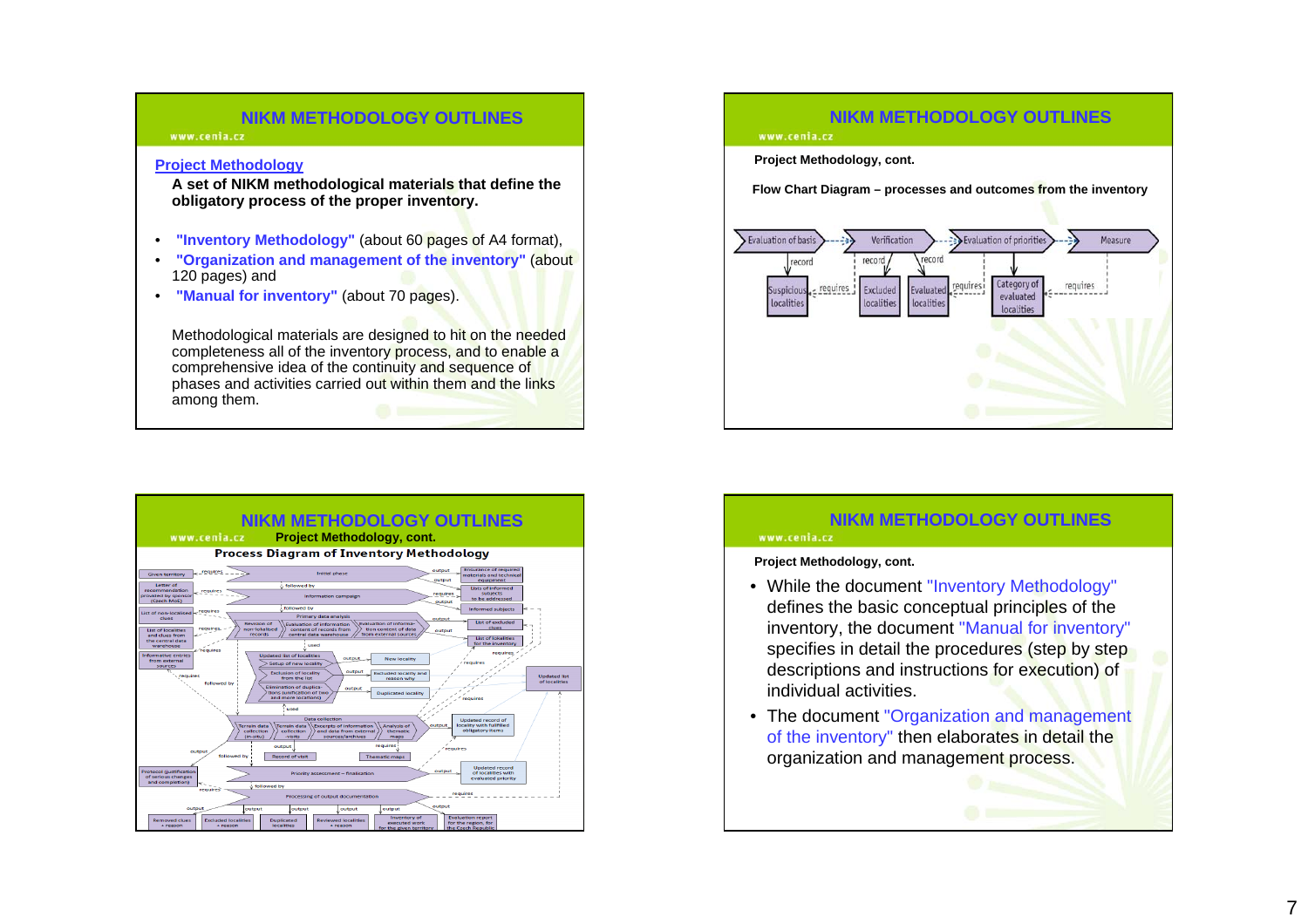## NIKM METHODOLOGY OUTLINES

**Project Methodology**

**A set of NIKM methodological materials that define the obligatory process of the proper inventory.**

- **"Inventory Methodology"** (about 60 pages of A4 format),
- **"Organization and management of the inventory"** (about 120 pages) and
- **"Manual for inventory"** (about 70 pages).

Methodological materials are designed to hit on the needed completeness all of the inventory process, and to enable a comprehensive idea of the continuity and sequence of phases and activities carried out within them and the links among them.

## NIKM METHODOLOGY OUTLINES

**Project Methodology, cont.**

**Flow Chart Diagram – processes and outcomes from the inventory**

Evaluation of basis → Verification → Evaluation of priorities → Measure

record: Suspicious localities; record: Excluded localities; record: Evaluated localities; Category of evaluated localities; requires

## NIKM METHODOLOGY OUTLINES

**Project Methodology, cont.**

**Process Diagram of Inventory Methodology**

## NIKM METHODOLOGY OUTLINES

**Project Methodology, cont.**

- While the document "Inventory Methodology" defines the basic conceptual principles of the inventory, the document "Manual for inventory" specifies in detail the procedures (step by step descriptions and instructions for execution) of individual activities.
- The document "Organization and management of the inventory" then elaborates in detail the organization and management process.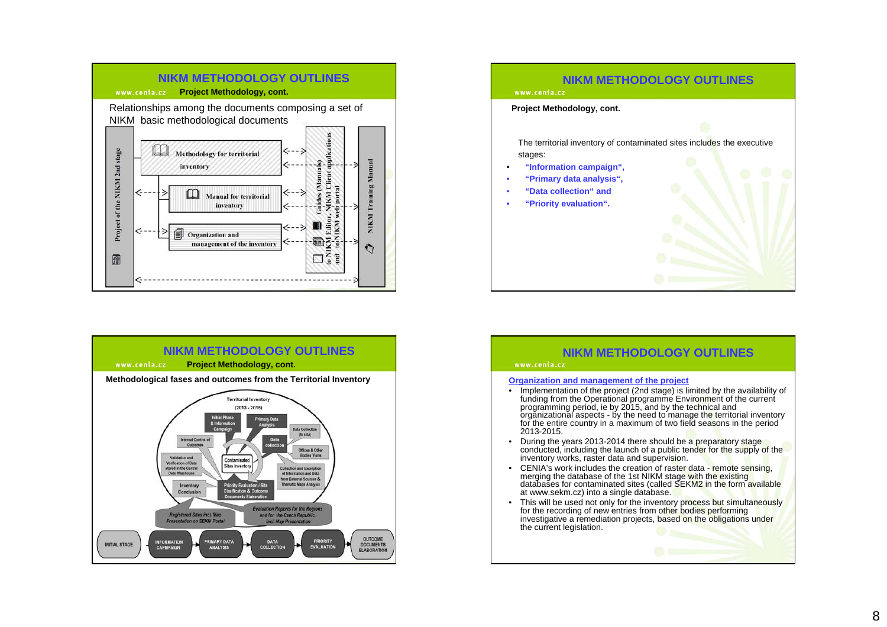## NIKM METHODOLOGY OUTLINES

www.cenia.cz **Project Methodology, cont.**

Relationships among the documents composing a set of NIKM basic methodological documents

Project of the NIKM 2nd stage

Methodology for territorial inventory

Manual for territorial inventory

Organization and management of the inventory

Guides (Manuals) to NIKM Editor, NIKM Client applications and to NIKM web portal

NIKM Training Manual

## NIKM METHODOLOGY OUTLINES

www.cenia.cz

**Project Methodology, cont.**

The territorial inventory of contaminated sites includes the executive stages:

- **"Information campaign",**
- **"Primary data analysis",**
- **"Data collection" and**
- **"Priority evaluation".**

## NIKM METHODOLOGY OUTLINES

www.cenia.cz **Project Methodology, cont.**

**Methodological fases and outcomes from the Territorial Inventory**

Territorial Inventory (2013 - 2015)

Initial Phase & Information Campaign

Primary Data Analysis

Data Collection (in situ)

Internal Control of Outcomes

Data collection

Offices & Other Bodies Visits

Validation and Verification of Data stored in the Central Data Warehouse

Contaminated Sites Inventory

Collection and Exception of Information and Data from External Sources & Thematic Maps Analysis

Inventory Conclusion

Priority Evaluation / Site Clasification & Outcome Documents Elaboration

Registered Sites incl. Map Presentation on SEKM Portal

Evaluation Reports for the Regions and for the Czech Republic, incl. Map Presentation

INITIAL STAGE → INFORMATION CAMPAIGN → PRIMARY DATA ANALYSIS → DATA COLLECTION → PRIORITY EVALUATION → OUTCOME DOCUMENTS ELABORATION

## NIKM METHODOLOGY OUTLINES

www.cenia.cz

**Organization and management of the project**

- Implementation of the project (2nd stage) is limited by the availability of funding from the Operational programme Environment of the current programming period, ie by 2015, and by the technical and organizational aspects - by the need to manage the territorial inventory for the entire country in a maximum of two field seasons in the period 2013-2015.
- During the years 2013-2014 there should be a preparatory stage conducted, including the launch of a public tender for the supply of the inventory works, raster data and supervision.
- CENIA's work includes the creation of raster data - remote sensing, merging the database of the 1st NIKM stage with the existing databases for contaminated sites (called SEKM2 in the form available at www.sekm.cz) into a single database.
- This will be used not only for the inventory process but simultaneously for the recording of new entries from other bodies performing investigative a remediation projects, based on the obligations under the current legislation.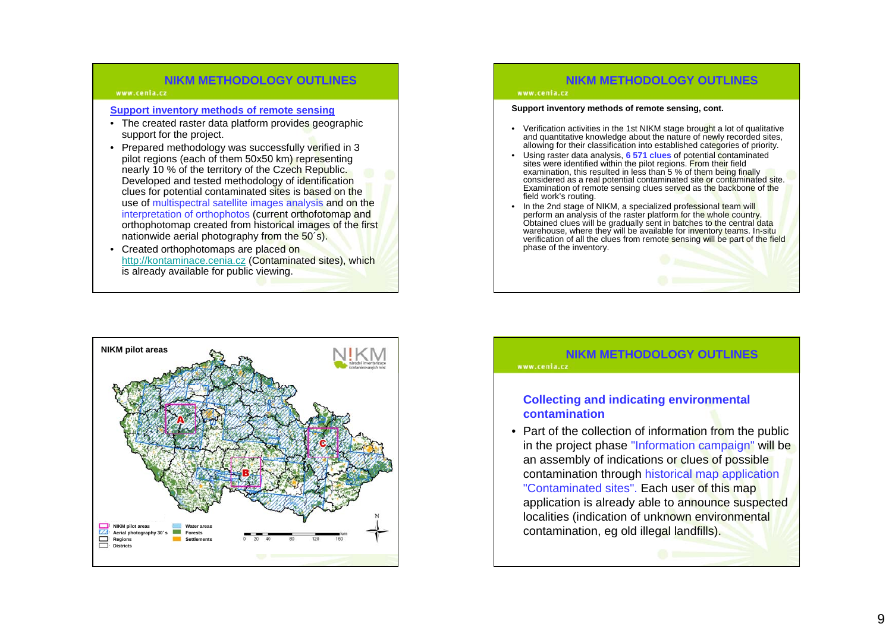## NIKM METHODOLOGY OUTLINES

www.cenia.cz

### Support inventory methods of remote sensing

- The created raster data platform provides geographic support for the project.
- Prepared methodology was successfully verified in 3 pilot regions (each of them 50x50 km) representing nearly 10 % of the territory of the Czech Republic. Developed and tested methodology of identification clues for potential contaminated sites is based on the use of multispectral satellite images analysis and on the interpretation of orthophotos (current orthofotomap and orthophotomap created from historical images of the first nationwide aerial photography from the 50´s).
- Created orthophotomaps are placed on http://kontaminace.cenia.cz (Contaminated sites), which is already available for public viewing.

## NIKM METHODOLOGY OUTLINES

www.cenia.cz

**Support inventory methods of remote sensing, cont.**

- Verification activities in the 1st NIKM stage brought a lot of qualitative and quantitative knowledge about the nature of newly recorded sites, allowing for their classification into established categories of priority.
- Using raster data analysis, **6 571 clues** of potential contaminated sites were identified within the pilot regions. From their field examination, this resulted in less than 5 % of them being finally considered as a real potential contaminated site or contaminated site. Examination of remote sensing clues served as the backbone of the field work's routing.
- In the 2nd stage of NIKM, a specialized professional team will perform an analysis of the raster platform for the whole country. Obtained clues will be gradually sent in batches to the central data warehouse, where they will be available for inventory teams. In-situ verification of all the clues from remote sensing will be part of the field phase of the inventory.

## NIKM pilot areas

NIKM – národní inventarizace kontaminovaných míst

Legend: NIKM pilot areas; Aerial photography 30´s; Regions; Districts; Water areas; Forests; Settlements

A, B, C

0 20 40 80 120 160 km

## NIKM METHODOLOGY OUTLINES

www.cenia.cz

### Collecting and indicating environmental contamination

- Part of the collection of information from the public in the project phase "Information campaign" will be an assembly of indications or clues of possible contamination through historical map application "Contaminated sites". Each user of this map application is already able to announce suspected localities (indication of unknown environmental contamination, eg old illegal landfills).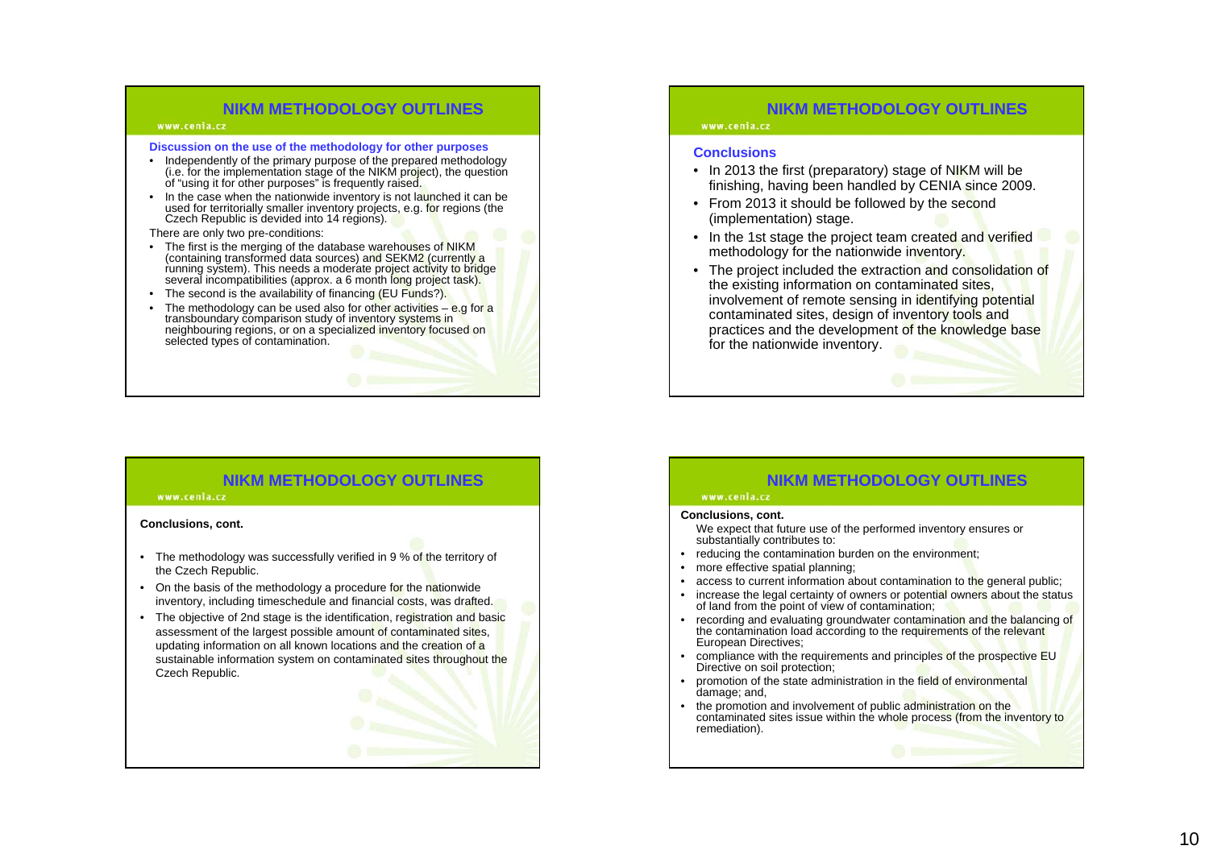## NIKM METHODOLOGY OUTLINES

www.cenia.cz

**Discussion on the use of the methodology for other purposes**

- Independently of the primary purpose of the prepared methodology (i.e. for the implementation stage of the NIKM project), the question of "using it for other purposes" is frequently raised.
- In the case when the nationwide inventory is not launched it can be used for territorially smaller inventory projects, e.g. for regions (the Czech Republic is devided into 14 regions).

There are only two pre-conditions:

- The first is the merging of the database warehouses of NIKM (containing transformed data sources) and SEKM2 (currently a running system). This needs a moderate project activity to bridge several incompatibilities (approx. a 6 month long project task).
- The second is the availability of financing (EU Funds?).
- The methodology can be used also for other activities – e.g for a transboundary comparison study of inventory systems in neighbouring regions, or on a specialized inventory focused on selected types of contamination.

## NIKM METHODOLOGY OUTLINES

www.cenia.cz

**Conclusions**

- In 2013 the first (preparatory) stage of NIKM will be finishing, having been handled by CENIA since 2009.
- From 2013 it should be followed by the second (implementation) stage.
- In the 1st stage the project team created and verified methodology for the nationwide inventory.
- The project included the extraction and consolidation of the existing information on contaminated sites, involvement of remote sensing in identifying potential contaminated sites, design of inventory tools and practices and the development of the knowledge base for the nationwide inventory.

## NIKM METHODOLOGY OUTLINES

www.cenia.cz

**Conclusions, cont.**

- The methodology was successfully verified in 9 % of the territory of the Czech Republic.
- On the basis of the methodology a procedure for the nationwide inventory, including timeschedule and financial costs, was drafted.
- The objective of 2nd stage is the identification, registration and basic assessment of the largest possible amount of contaminated sites, updating information on all known locations and the creation of a sustainable information system on contaminated sites throughout the Czech Republic.

## NIKM METHODOLOGY OUTLINES

www.cenia.cz

**Conclusions, cont.**

We expect that future use of the performed inventory ensures or substantially contributes to:

- reducing the contamination burden on the environment;
- more effective spatial planning;
- access to current information about contamination to the general public;
- increase the legal certainty of owners or potential owners about the status of land from the point of view of contamination;
- recording and evaluating groundwater contamination and the balancing of the contamination load according to the requirements of the relevant European Directives;
- compliance with the requirements and principles of the prospective EU Directive on soil protection;
- promotion of the state administration in the field of environmental damage; and,
- the promotion and involvement of public administration on the contaminated sites issue within the whole process (from the inventory to remediation).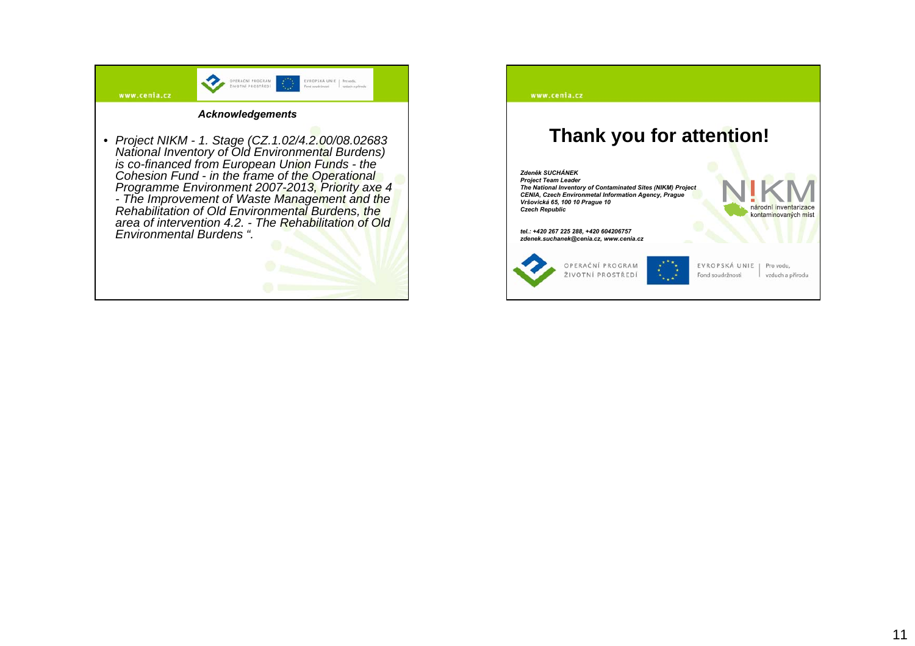www.cenia.cz

OPERAČNÍ PROGRAM ŽIVOTNÍ PROSTŘEDÍ

EVROPSKÁ UNIE Fond soudržnosti | Pro vodu, vzduch a přírodu

### *Acknowledgements*

- *Project NIKM - 1. Stage (CZ.1.02/4.2.00/08.02683 National Inventory of Old Environmental Burdens) is co-financed from European Union Funds - the Cohesion Fund - in the frame of the Operational Programme Environment 2007-2013, Priority axe 4 - The Improvement of Waste Management and the Rehabilitation of Old Environmental Burdens, the area of intervention 4.2. - The Rehabilitation of Old Environmental Burdens ".*

www.cenia.cz

# Thank you for attention!

***Zdeněk SUCHÁNEK***
***Project Team Leader***
***The National Inventory of Contaminated Sites (NIKM) Project***
***CENIA, Czech Environmetal Information Agency, Prague***
***Vršovická 65, 100 10 Prague 10***
***Czech Republic***

***tel.: +420 267 225 288, +420 604206757***
***zdenek.suchanek@cenia.cz, www.cenia.cz***

N!KM
národní inventarizace kontaminovaných míst

OPERAČNÍ PROGRAM ŽIVOTNÍ PROSTŘEDÍ

EVROPSKÁ UNIE Fond soudržnosti | Pro vodu, vzduch a přírodu